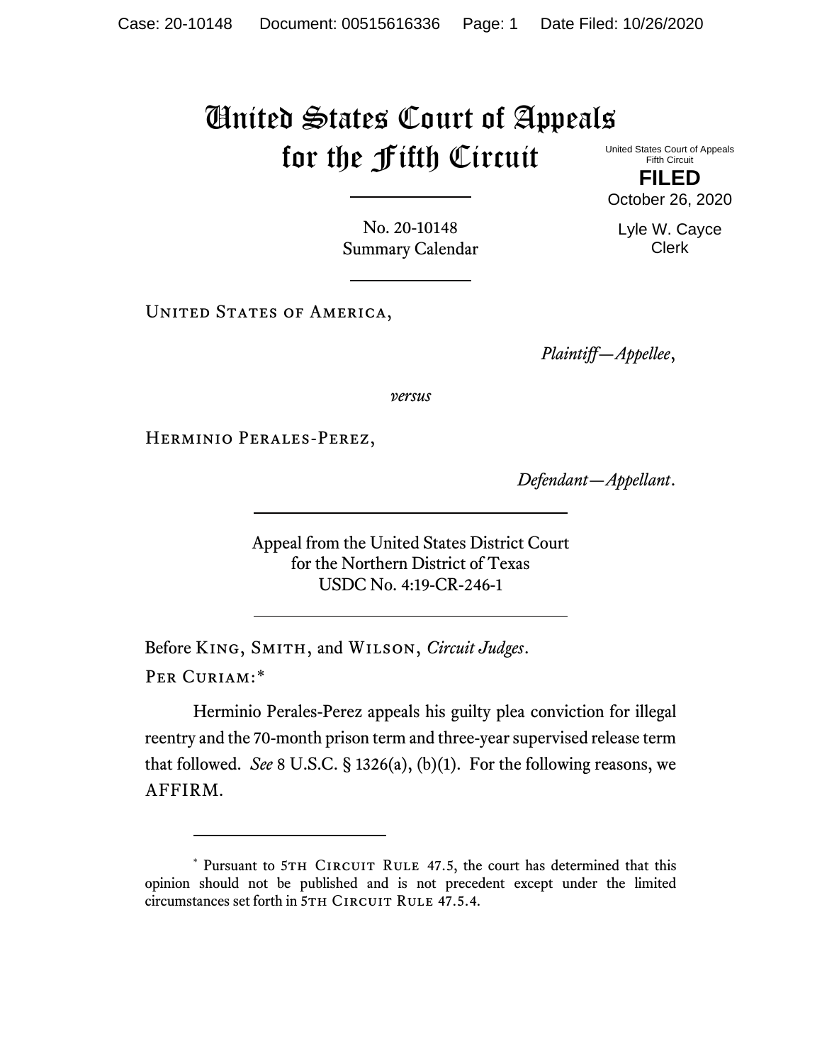# United States Court of Appeals for the Fifth Circuit

United States Court of Appeals
Fifth Circuit

**FILED**

October 26, 2020

Lyle W. Cayce
Clerk

No. 20-10148
Summary Calendar

United States of America,

*Plaintiff—Appellee*,

*versus*

Herminio Perales-Perez,

*Defendant—Appellant*.

Appeal from the United States District Court
for the Northern District of Texas
USDC No. 4:19-CR-246-1

Before King, Smith, and Wilson, *Circuit Judges*.

Per Curiam:*

Herminio Perales-Perez appeals his guilty plea conviction for illegal reentry and the 70-month prison term and three-year supervised release term that followed. *See* 8 U.S.C. § 1326(a), (b)(1). For the following reasons, we AFFIRM.

---

* Pursuant to 5th Circuit Rule 47.5, the court has determined that this opinion should not be published and is not precedent except under the limited circumstances set forth in 5th Circuit Rule 47.5.4.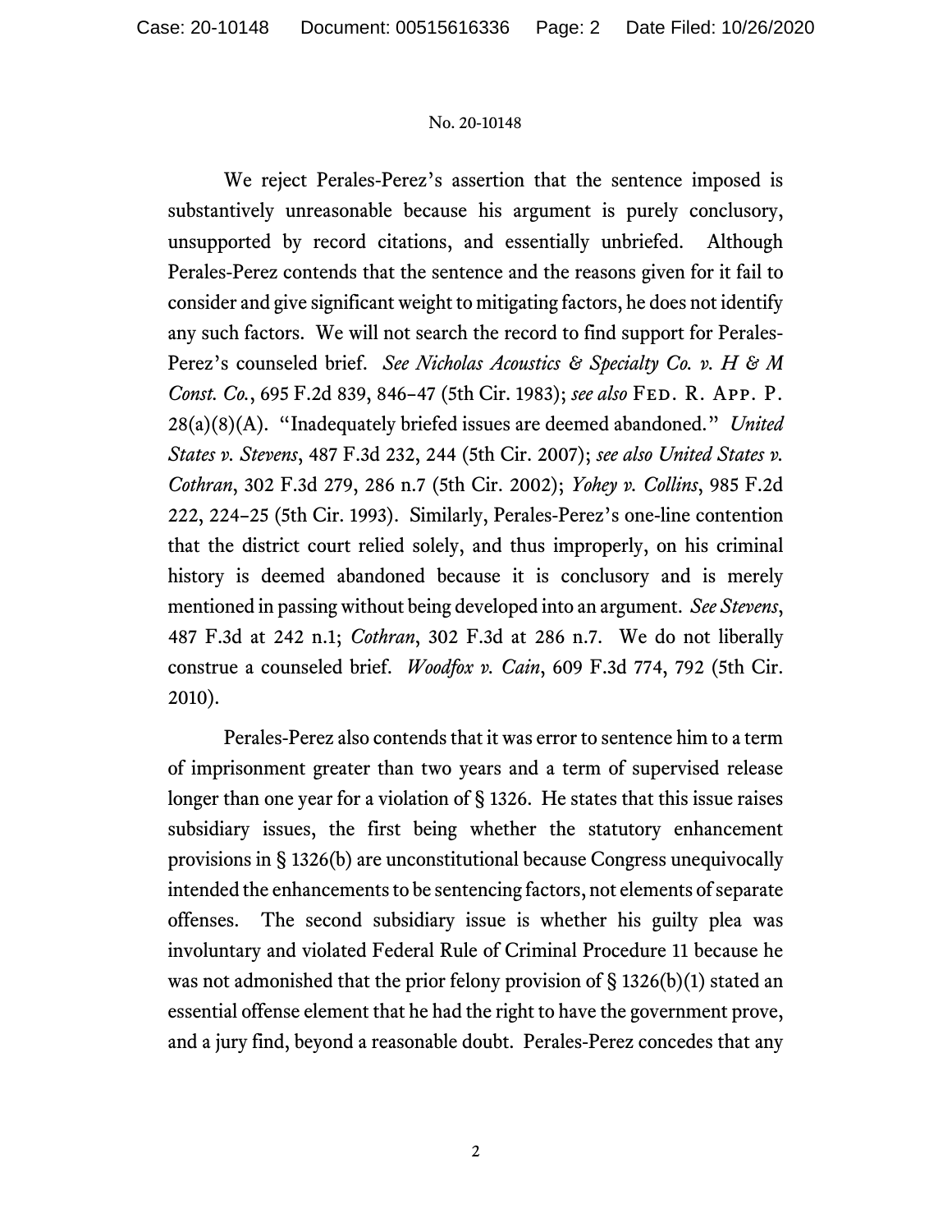We reject Perales-Perez's assertion that the sentence imposed is substantively unreasonable because his argument is purely conclusory, unsupported by record citations, and essentially unbriefed. Although Perales-Perez contends that the sentence and the reasons given for it fail to consider and give significant weight to mitigating factors, he does not identify any such factors. We will not search the record to find support for Perales-Perez's counseled brief. *See Nicholas Acoustics & Specialty Co. v. H & M Const. Co.*, 695 F.2d 839, 846–47 (5th Cir. 1983); *see also* FED. R. APP. P. 28(a)(8)(A). "Inadequately briefed issues are deemed abandoned." *United States v. Stevens*, 487 F.3d 232, 244 (5th Cir. 2007); *see also United States v. Cothran*, 302 F.3d 279, 286 n.7 (5th Cir. 2002); *Yohey v. Collins*, 985 F.2d 222, 224–25 (5th Cir. 1993). Similarly, Perales-Perez's one-line contention that the district court relied solely, and thus improperly, on his criminal history is deemed abandoned because it is conclusory and is merely mentioned in passing without being developed into an argument. *See Stevens*, 487 F.3d at 242 n.1; *Cothran*, 302 F.3d at 286 n.7. We do not liberally construe a counseled brief. *Woodfox v. Cain*, 609 F.3d 774, 792 (5th Cir. 2010).

Perales-Perez also contends that it was error to sentence him to a term of imprisonment greater than two years and a term of supervised release longer than one year for a violation of § 1326. He states that this issue raises subsidiary issues, the first being whether the statutory enhancement provisions in § 1326(b) are unconstitutional because Congress unequivocally intended the enhancements to be sentencing factors, not elements of separate offenses. The second subsidiary issue is whether his guilty plea was involuntary and violated Federal Rule of Criminal Procedure 11 because he was not admonished that the prior felony provision of § 1326(b)(1) stated an essential offense element that he had the right to have the government prove, and a jury find, beyond a reasonable doubt. Perales-Perez concedes that any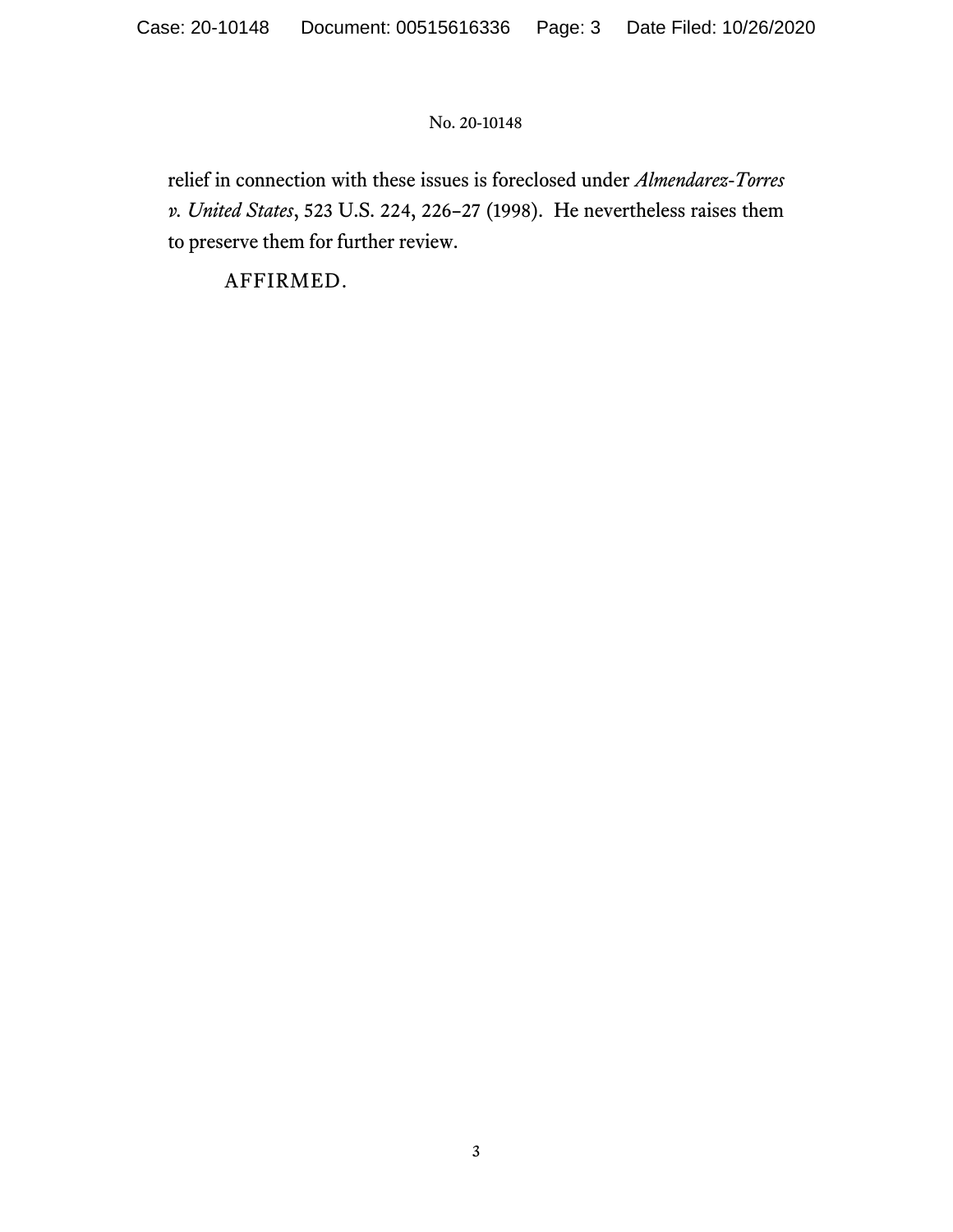relief in connection with these issues is foreclosed under *Almendarez-Torres v. United States*, 523 U.S. 224, 226–27 (1998). He nevertheless raises them to preserve them for further review.

AFFIRMED.